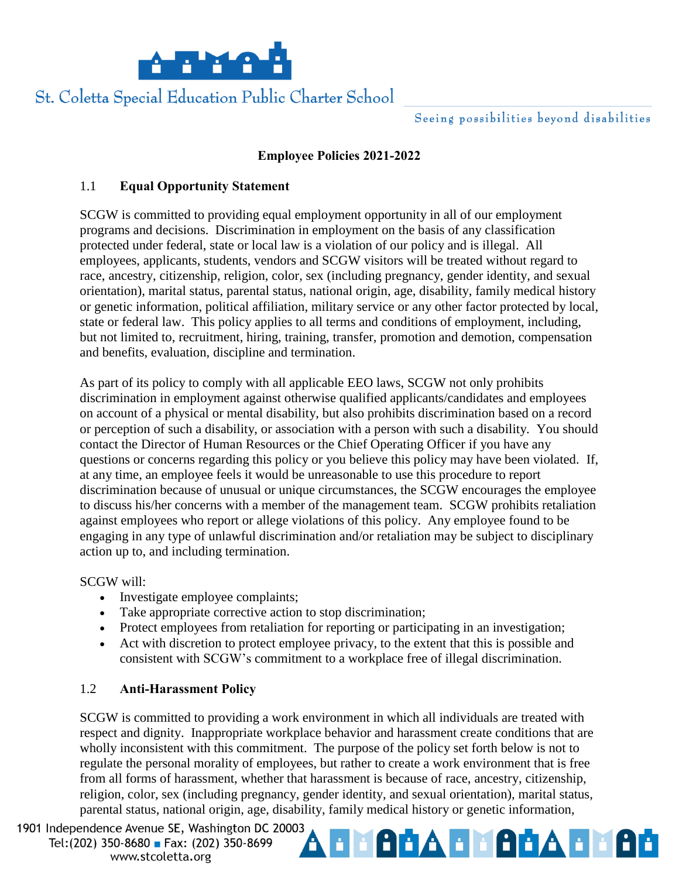St. Coletta Special Education Public Charter School

Seeing possibilities beyond disabilities

## Employee Policies 2021-2022

### 1.1 Equal Opportunity Statement

SCGW is committed to providing equal employment opportunity in all of our employment programs and decisions. Discrimination in employment on the basis of any classification protected under federal, state or local law is a violation of our policy and is illegal. All employees, applicants, students, vendors and SCGW visitors will be treated without regard to race, ancestry, citizenship, religion, color, sex (including pregnancy, gender identity, and sexual orientation), marital status, parental status, national origin, age, disability, family medical history or genetic information, political affiliation, military service or any other factor protected by local, state or federal law. This policy applies to all terms and conditions of employment, including, but not limited to, recruitment, hiring, training, transfer, promotion and demotion, compensation and benefits, evaluation, discipline and termination.

As part of its policy to comply with all applicable EEO laws, SCGW not only prohibits discrimination in employment against otherwise qualified applicants/candidates and employees on account of a physical or mental disability, but also prohibits discrimination based on a record or perception of such a disability, or association with a person with such a disability. You should contact the Director of Human Resources or the Chief Operating Officer if you have any questions or concerns regarding this policy or you believe this policy may have been violated. If, at any time, an employee feels it would be unreasonable to use this procedure to report discrimination because of unusual or unique circumstances, the SCGW encourages the employee to discuss his/her concerns with a member of the management team. SCGW prohibits retaliation against employees who report or allege violations of this policy. Any employee found to be engaging in any type of unlawful discrimination and/or retaliation may be subject to disciplinary action up to, and including termination.

SCGW will:

- Investigate employee complaints;
- Take appropriate corrective action to stop discrimination;
- Protect employees from retaliation for reporting or participating in an investigation;
- Act with discretion to protect employee privacy, to the extent that this is possible and consistent with SCGW's commitment to a workplace free of illegal discrimination.

### 1.2 Anti-Harassment Policy

SCGW is committed to providing a work environment in which all individuals are treated with respect and dignity. Inappropriate workplace behavior and harassment create conditions that are wholly inconsistent with this commitment. The purpose of the policy set forth below is not to regulate the personal morality of employees, but rather to create a work environment that is free from all forms of harassment, whether that harassment is because of race, ancestry, citizenship, religion, color, sex (including pregnancy, gender identity, and sexual orientation), marital status, parental status, national origin, age, disability, family medical history or genetic information,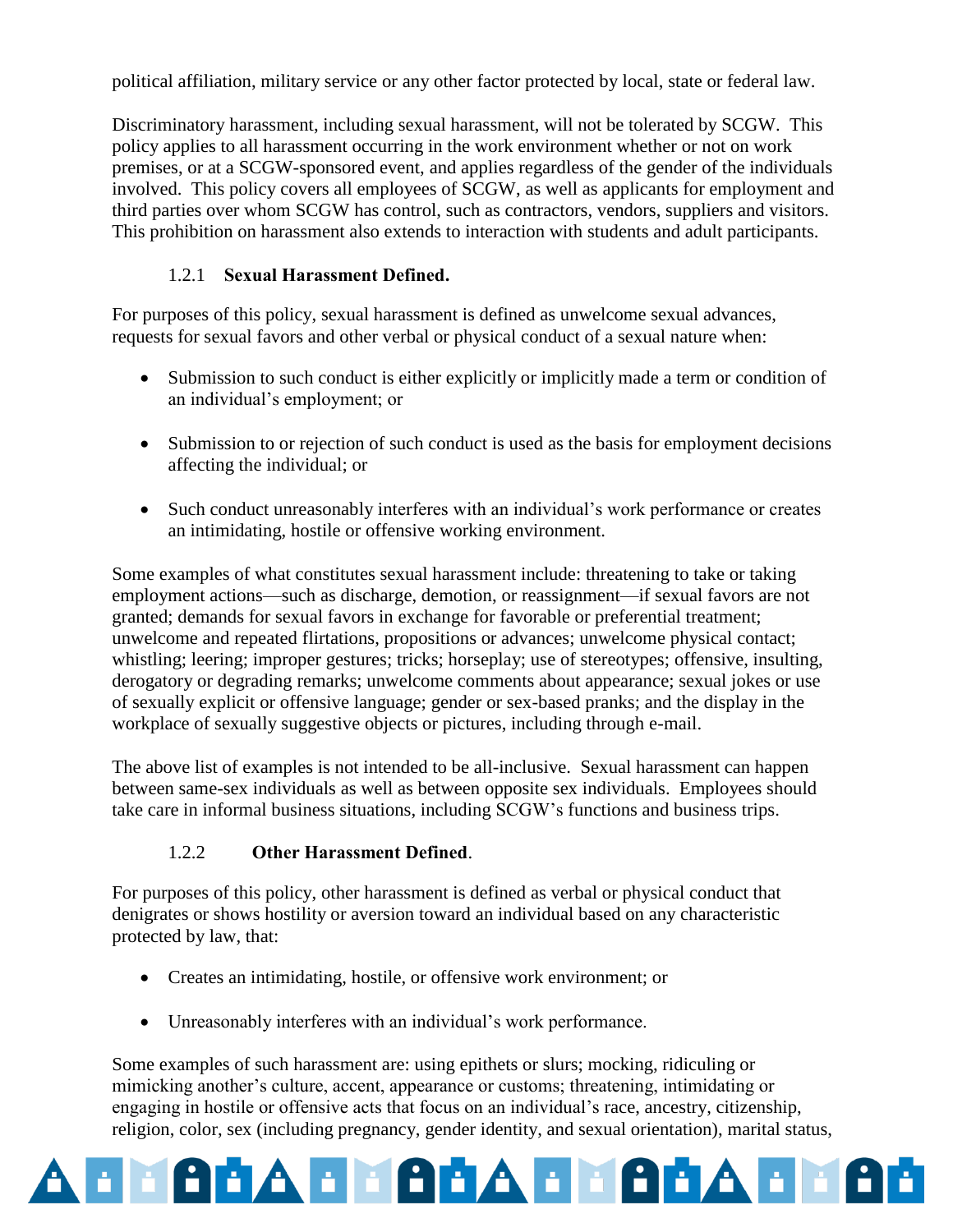political affiliation, military service or any other factor protected by local, state or federal law.

Discriminatory harassment, including sexual harassment, will not be tolerated by SCGW. This policy applies to all harassment occurring in the work environment whether or not on work premises, or at a SCGW-sponsored event, and applies regardless of the gender of the individuals involved. This policy covers all employees of SCGW, as well as applicants for employment and third parties over whom SCGW has control, such as contractors, vendors, suppliers and visitors. This prohibition on harassment also extends to interaction with students and adult participants.

### 1.2.1 Sexual Harassment Defined.

For purposes of this policy, sexual harassment is defined as unwelcome sexual advances, requests for sexual favors and other verbal or physical conduct of a sexual nature when:

- Submission to such conduct is either explicitly or implicitly made a term or condition of an individual's employment; or
- Submission to or rejection of such conduct is used as the basis for employment decisions affecting the individual; or
- Such conduct unreasonably interferes with an individual's work performance or creates an intimidating, hostile or offensive working environment.

Some examples of what constitutes sexual harassment include: threatening to take or taking employment actions—such as discharge, demotion, or reassignment—if sexual favors are not granted; demands for sexual favors in exchange for favorable or preferential treatment; unwelcome and repeated flirtations, propositions or advances; unwelcome physical contact; whistling; leering; improper gestures; tricks; horseplay; use of stereotypes; offensive, insulting, derogatory or degrading remarks; unwelcome comments about appearance; sexual jokes or use of sexually explicit or offensive language; gender or sex-based pranks; and the display in the workplace of sexually suggestive objects or pictures, including through e-mail.

The above list of examples is not intended to be all-inclusive. Sexual harassment can happen between same-sex individuals as well as between opposite sex individuals. Employees should take care in informal business situations, including SCGW's functions and business trips.

### 1.2.2 Other Harassment Defined.

For purposes of this policy, other harassment is defined as verbal or physical conduct that denigrates or shows hostility or aversion toward an individual based on any characteristic protected by law, that:

- Creates an intimidating, hostile, or offensive work environment; or
- Unreasonably interferes with an individual's work performance.

Some examples of such harassment are: using epithets or slurs; mocking, ridiculing or mimicking another's culture, accent, appearance or customs; threatening, intimidating or engaging in hostile or offensive acts that focus on an individual's race, ancestry, citizenship, religion, color, sex (including pregnancy, gender identity, and sexual orientation), marital status,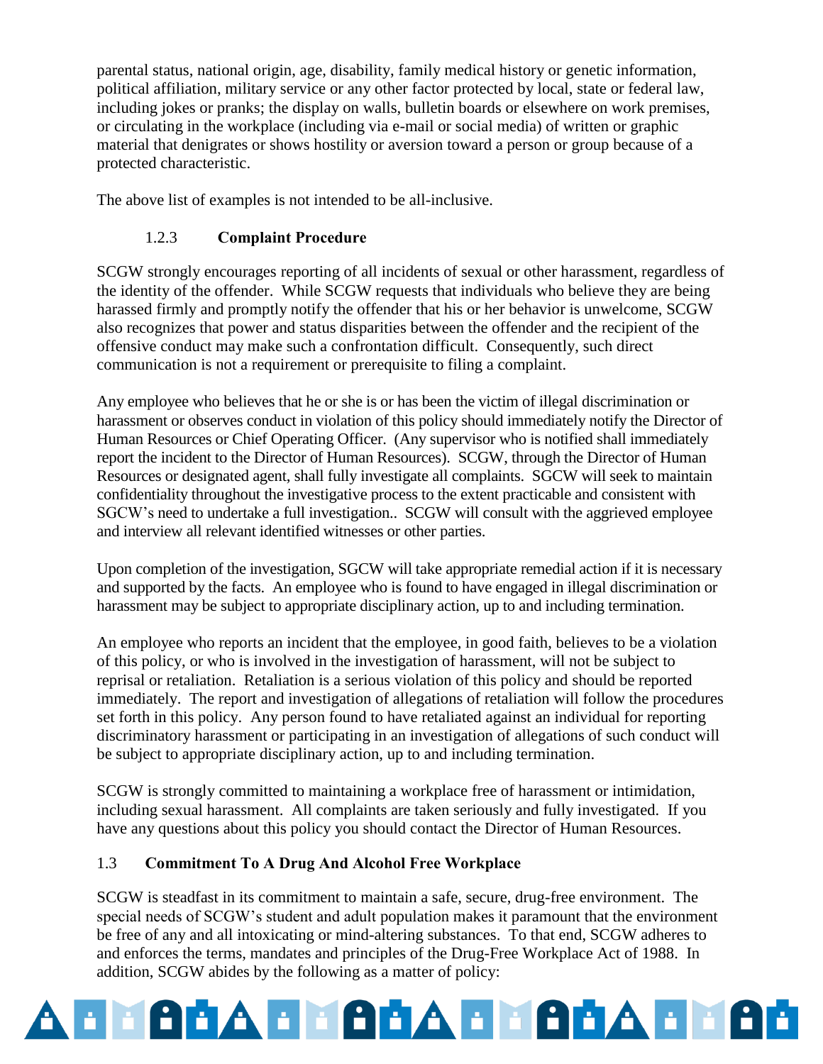parental status, national origin, age, disability, family medical history or genetic information, political affiliation, military service or any other factor protected by local, state or federal law, including jokes or pranks; the display on walls, bulletin boards or elsewhere on work premises, or circulating in the workplace (including via e-mail or social media) of written or graphic material that denigrates or shows hostility or aversion toward a person or group because of a protected characteristic.

The above list of examples is not intended to be all-inclusive.

#### 1.2.3 Complaint Procedure

SCGW strongly encourages reporting of all incidents of sexual or other harassment, regardless of the identity of the offender. While SCGW requests that individuals who believe they are being harassed firmly and promptly notify the offender that his or her behavior is unwelcome, SCGW also recognizes that power and status disparities between the offender and the recipient of the offensive conduct may make such a confrontation difficult. Consequently, such direct communication is not a requirement or prerequisite to filing a complaint.

Any employee who believes that he or she is or has been the victim of illegal discrimination or harassment or observes conduct in violation of this policy should immediately notify the Director of Human Resources or Chief Operating Officer. (Any supervisor who is notified shall immediately report the incident to the Director of Human Resources). SCGW, through the Director of Human Resources or designated agent, shall fully investigate all complaints. SGCW will seek to maintain confidentiality throughout the investigative process to the extent practicable and consistent with SGCW's need to undertake a full investigation.. SCGW will consult with the aggrieved employee and interview all relevant identified witnesses or other parties.

Upon completion of the investigation, SGCW will take appropriate remedial action if it is necessary and supported by the facts. An employee who is found to have engaged in illegal discrimination or harassment may be subject to appropriate disciplinary action, up to and including termination.

An employee who reports an incident that the employee, in good faith, believes to be a violation of this policy, or who is involved in the investigation of harassment, will not be subject to reprisal or retaliation. Retaliation is a serious violation of this policy and should be reported immediately. The report and investigation of allegations of retaliation will follow the procedures set forth in this policy. Any person found to have retaliated against an individual for reporting discriminatory harassment or participating in an investigation of allegations of such conduct will be subject to appropriate disciplinary action, up to and including termination.

SCGW is strongly committed to maintaining a workplace free of harassment or intimidation, including sexual harassment. All complaints are taken seriously and fully investigated. If you have any questions about this policy you should contact the Director of Human Resources.

### 1.3 Commitment To A Drug And Alcohol Free Workplace

SCGW is steadfast in its commitment to maintain a safe, secure, drug-free environment. The special needs of SCGW's student and adult population makes it paramount that the environment be free of any and all intoxicating or mind-altering substances. To that end, SCGW adheres to and enforces the terms, mandates and principles of the Drug-Free Workplace Act of 1988. In addition, SCGW abides by the following as a matter of policy: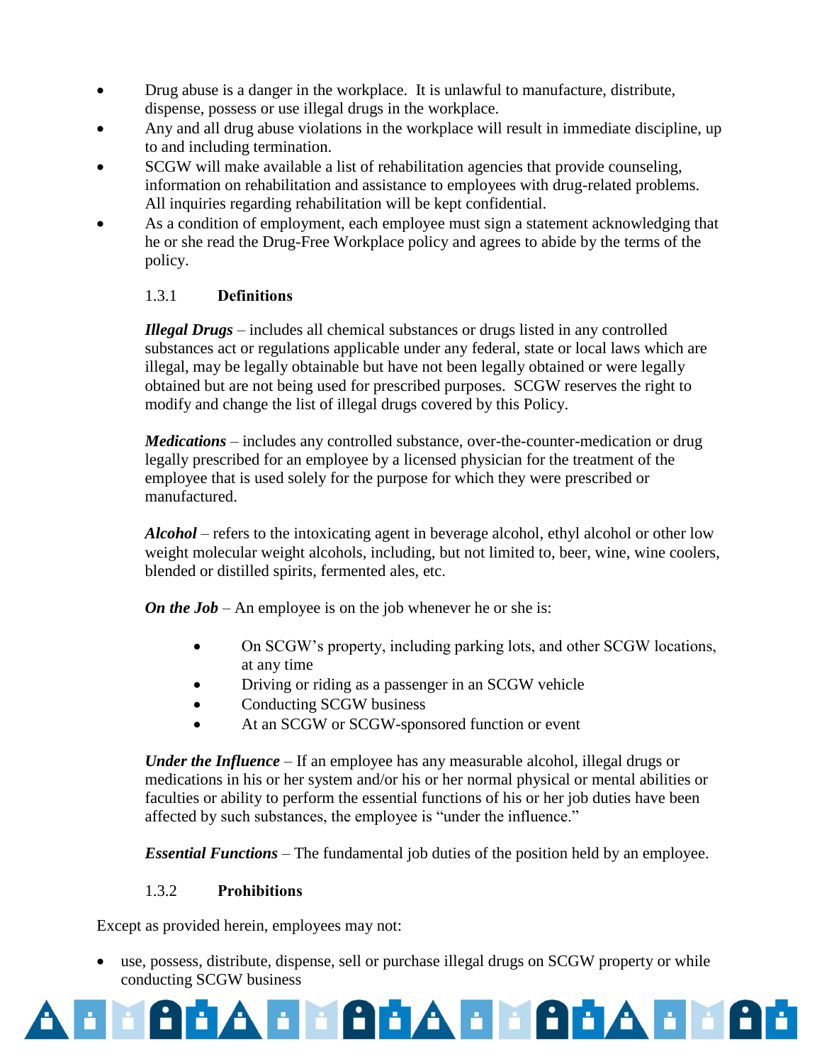- Drug abuse is a danger in the workplace. It is unlawful to manufacture, distribute, dispense, possess or use illegal drugs in the workplace.
- Any and all drug abuse violations in the workplace will result in immediate discipline, up to and including termination.
- SCGW will make available a list of rehabilitation agencies that provide counseling, information on rehabilitation and assistance to employees with drug-related problems. All inquiries regarding rehabilitation will be kept confidential.
- As a condition of employment, each employee must sign a statement acknowledging that he or she read the Drug-Free Workplace policy and agrees to abide by the terms of the policy.

### 1.3.1 Definitions

***Illegal Drugs*** – includes all chemical substances or drugs listed in any controlled substances act or regulations applicable under any federal, state or local laws which are illegal, may be legally obtainable but have not been legally obtained or were legally obtained but are not being used for prescribed purposes. SCGW reserves the right to modify and change the list of illegal drugs covered by this Policy.

***Medications*** – includes any controlled substance, over-the-counter-medication or drug legally prescribed for an employee by a licensed physician for the treatment of the employee that is used solely for the purpose for which they were prescribed or manufactured.

***Alcohol*** – refers to the intoxicating agent in beverage alcohol, ethyl alcohol or other low weight molecular weight alcohols, including, but not limited to, beer, wine, wine coolers, blended or distilled spirits, fermented ales, etc.

***On the Job*** – An employee is on the job whenever he or she is:

- On SCGW's property, including parking lots, and other SCGW locations, at any time
- Driving or riding as a passenger in an SCGW vehicle
- Conducting SCGW business
- At an SCGW or SCGW-sponsored function or event

***Under the Influence*** – If an employee has any measurable alcohol, illegal drugs or medications in his or her system and/or his or her normal physical or mental abilities or faculties or ability to perform the essential functions of his or her job duties have been affected by such substances, the employee is "under the influence."

***Essential Functions*** – The fundamental job duties of the position held by an employee.

### 1.3.2 Prohibitions

Except as provided herein, employees may not:

- use, possess, distribute, dispense, sell or purchase illegal drugs on SCGW property or while conducting SCGW business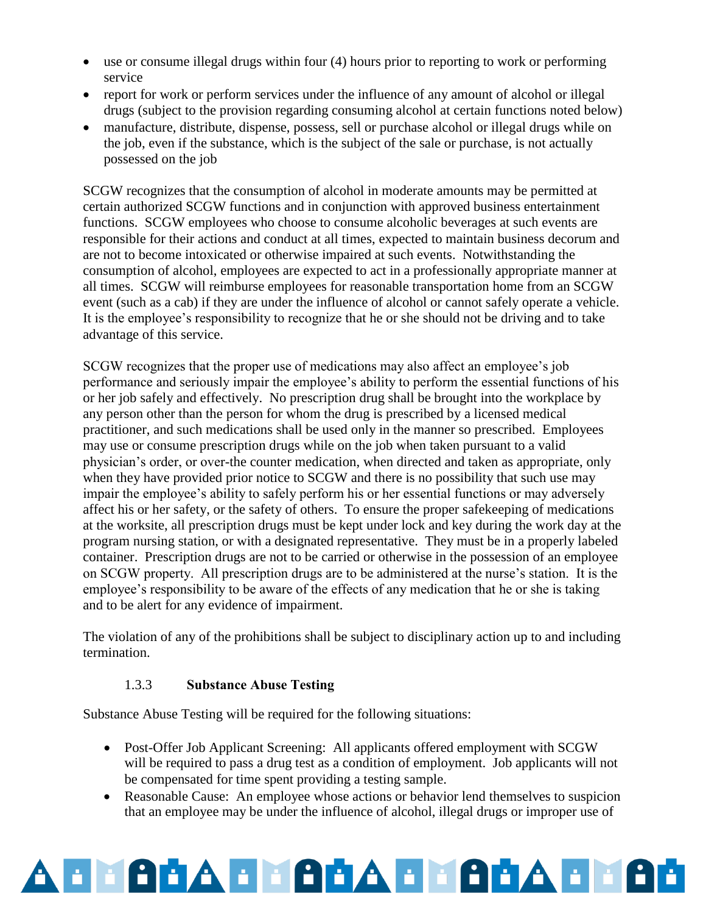- use or consume illegal drugs within four (4) hours prior to reporting to work or performing service
- report for work or perform services under the influence of any amount of alcohol or illegal drugs (subject to the provision regarding consuming alcohol at certain functions noted below)
- manufacture, distribute, dispense, possess, sell or purchase alcohol or illegal drugs while on the job, even if the substance, which is the subject of the sale or purchase, is not actually possessed on the job

SCGW recognizes that the consumption of alcohol in moderate amounts may be permitted at certain authorized SCGW functions and in conjunction with approved business entertainment functions. SCGW employees who choose to consume alcoholic beverages at such events are responsible for their actions and conduct at all times, expected to maintain business decorum and are not to become intoxicated or otherwise impaired at such events. Notwithstanding the consumption of alcohol, employees are expected to act in a professionally appropriate manner at all times. SCGW will reimburse employees for reasonable transportation home from an SCGW event (such as a cab) if they are under the influence of alcohol or cannot safely operate a vehicle. It is the employee's responsibility to recognize that he or she should not be driving and to take advantage of this service.

SCGW recognizes that the proper use of medications may also affect an employee's job performance and seriously impair the employee's ability to perform the essential functions of his or her job safely and effectively. No prescription drug shall be brought into the workplace by any person other than the person for whom the drug is prescribed by a licensed medical practitioner, and such medications shall be used only in the manner so prescribed. Employees may use or consume prescription drugs while on the job when taken pursuant to a valid physician's order, or over-the counter medication, when directed and taken as appropriate, only when they have provided prior notice to SCGW and there is no possibility that such use may impair the employee's ability to safely perform his or her essential functions or may adversely affect his or her safety, or the safety of others. To ensure the proper safekeeping of medications at the worksite, all prescription drugs must be kept under lock and key during the work day at the program nursing station, or with a designated representative. They must be in a properly labeled container. Prescription drugs are not to be carried or otherwise in the possession of an employee on SCGW property. All prescription drugs are to be administered at the nurse's station. It is the employee's responsibility to be aware of the effects of any medication that he or she is taking and to be alert for any evidence of impairment.

The violation of any of the prohibitions shall be subject to disciplinary action up to and including termination.

### 1.3.3 Substance Abuse Testing

Substance Abuse Testing will be required for the following situations:

- Post-Offer Job Applicant Screening: All applicants offered employment with SCGW will be required to pass a drug test as a condition of employment. Job applicants will not be compensated for time spent providing a testing sample.
- Reasonable Cause: An employee whose actions or behavior lend themselves to suspicion that an employee may be under the influence of alcohol, illegal drugs or improper use of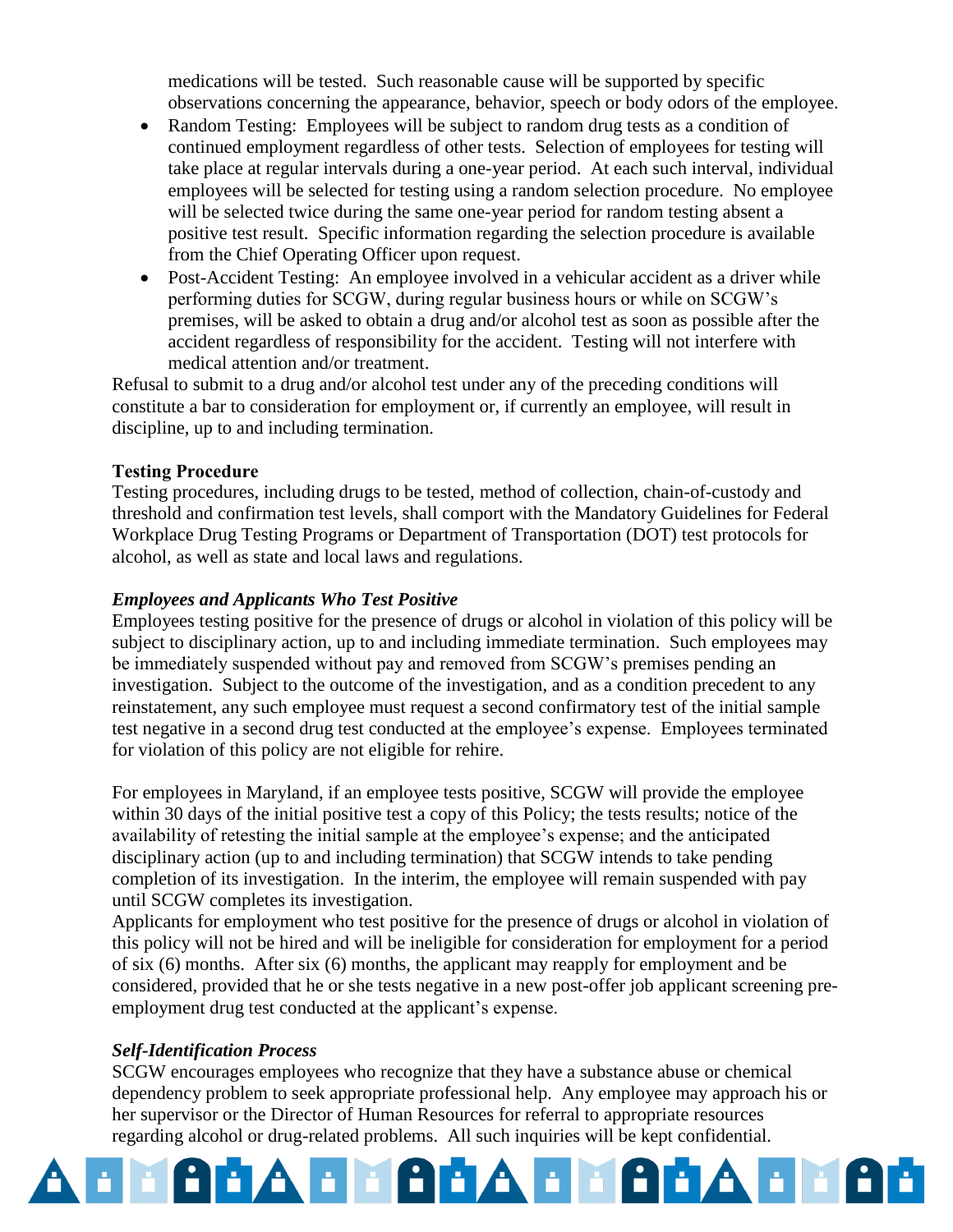medications will be tested. Such reasonable cause will be supported by specific observations concerning the appearance, behavior, speech or body odors of the employee.

- Random Testing: Employees will be subject to random drug tests as a condition of continued employment regardless of other tests. Selection of employees for testing will take place at regular intervals during a one-year period. At each such interval, individual employees will be selected for testing using a random selection procedure. No employee will be selected twice during the same one-year period for random testing absent a positive test result. Specific information regarding the selection procedure is available from the Chief Operating Officer upon request.
- Post-Accident Testing: An employee involved in a vehicular accident as a driver while performing duties for SCGW, during regular business hours or while on SCGW's premises, will be asked to obtain a drug and/or alcohol test as soon as possible after the accident regardless of responsibility for the accident. Testing will not interfere with medical attention and/or treatment.

Refusal to submit to a drug and/or alcohol test under any of the preceding conditions will constitute a bar to consideration for employment or, if currently an employee, will result in discipline, up to and including termination.

**Testing Procedure**

Testing procedures, including drugs to be tested, method of collection, chain-of-custody and threshold and confirmation test levels, shall comport with the Mandatory Guidelines for Federal Workplace Drug Testing Programs or Department of Transportation (DOT) test protocols for alcohol, as well as state and local laws and regulations.

***Employees and Applicants Who Test Positive***

Employees testing positive for the presence of drugs or alcohol in violation of this policy will be subject to disciplinary action, up to and including immediate termination. Such employees may be immediately suspended without pay and removed from SCGW's premises pending an investigation. Subject to the outcome of the investigation, and as a condition precedent to any reinstatement, any such employee must request a second confirmatory test of the initial sample test negative in a second drug test conducted at the employee's expense. Employees terminated for violation of this policy are not eligible for rehire.

For employees in Maryland, if an employee tests positive, SCGW will provide the employee within 30 days of the initial positive test a copy of this Policy; the tests results; notice of the availability of retesting the initial sample at the employee's expense; and the anticipated disciplinary action (up to and including termination) that SCGW intends to take pending completion of its investigation. In the interim, the employee will remain suspended with pay until SCGW completes its investigation.

Applicants for employment who test positive for the presence of drugs or alcohol in violation of this policy will not be hired and will be ineligible for consideration for employment for a period of six (6) months. After six (6) months, the applicant may reapply for employment and be considered, provided that he or she tests negative in a new post-offer job applicant screening pre-employment drug test conducted at the applicant's expense.

***Self-Identification Process***

SCGW encourages employees who recognize that they have a substance abuse or chemical dependency problem to seek appropriate professional help. Any employee may approach his or her supervisor or the Director of Human Resources for referral to appropriate resources regarding alcohol or drug-related problems. All such inquiries will be kept confidential.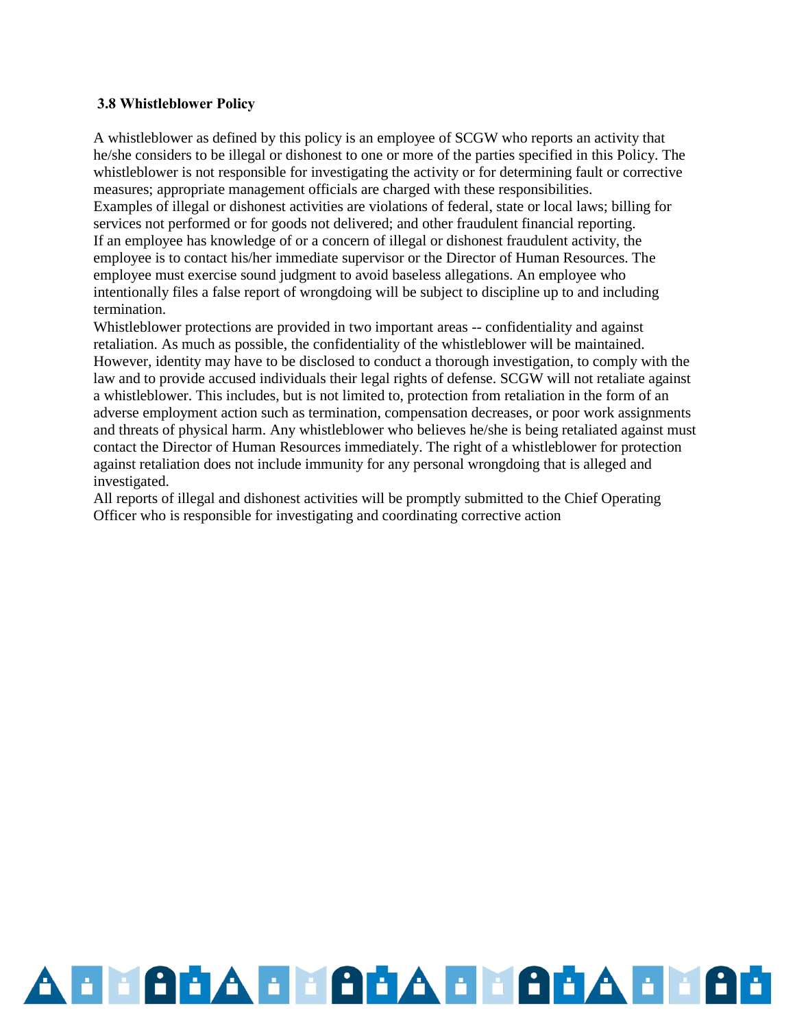**3.8 Whistleblower Policy**

A whistleblower as defined by this policy is an employee of SCGW who reports an activity that he/she considers to be illegal or dishonest to one or more of the parties specified in this Policy. The whistleblower is not responsible for investigating the activity or for determining fault or corrective measures; appropriate management officials are charged with these responsibilities.

Examples of illegal or dishonest activities are violations of federal, state or local laws; billing for services not performed or for goods not delivered; and other fraudulent financial reporting.

If an employee has knowledge of or a concern of illegal or dishonest fraudulent activity, the employee is to contact his/her immediate supervisor or the Director of Human Resources. The employee must exercise sound judgment to avoid baseless allegations. An employee who intentionally files a false report of wrongdoing will be subject to discipline up to and including termination.

Whistleblower protections are provided in two important areas -- confidentiality and against retaliation. As much as possible, the confidentiality of the whistleblower will be maintained. However, identity may have to be disclosed to conduct a thorough investigation, to comply with the law and to provide accused individuals their legal rights of defense. SCGW will not retaliate against a whistleblower. This includes, but is not limited to, protection from retaliation in the form of an adverse employment action such as termination, compensation decreases, or poor work assignments and threats of physical harm. Any whistleblower who believes he/she is being retaliated against must contact the Director of Human Resources immediately. The right of a whistleblower for protection against retaliation does not include immunity for any personal wrongdoing that is alleged and investigated.

All reports of illegal and dishonest activities will be promptly submitted to the Chief Operating Officer who is responsible for investigating and coordinating corrective action